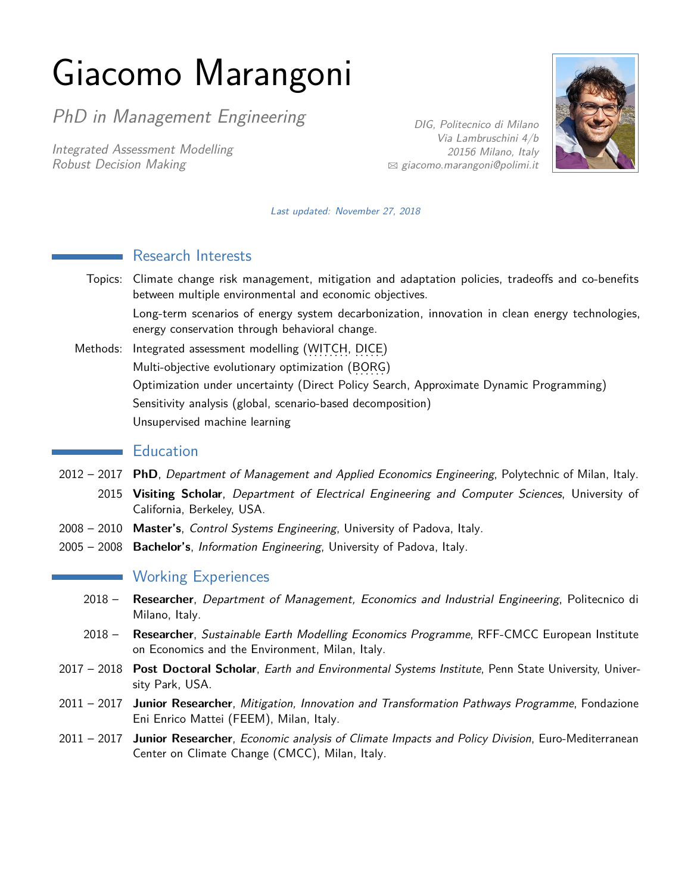# Giacomo Marangoni

*PhD in Management Engineering*

*Integrated Assessment Modelling*
*Robust Decision Making*

*DIG, Politecnico di Milano*
*Via Lambruschini 4/b*
*20156 Milano, Italy*
*✉ giacomo.marangoni@polimi.it*

*Last updated: November 27, 2018*

## Research Interests

Topics: Climate change risk management, mitigation and adaptation policies, tradeoffs and co-benefits between multiple environmental and economic objectives.

Long-term scenarios of energy system decarbonization, innovation in clean energy technologies, energy conservation through behavioral change.

Methods: Integrated assessment modelling (WITCH, DICE)

Multi-objective evolutionary optimization (BORG)

Optimization under uncertainty (Direct Policy Search, Approximate Dynamic Programming)

Sensitivity analysis (global, scenario-based decomposition)

Unsupervised machine learning

## Education

2012 – 2017 **PhD**, *Department of Management and Applied Economics Engineering*, Polytechnic of Milan, Italy.

2015 **Visiting Scholar**, *Department of Electrical Engineering and Computer Sciences*, University of California, Berkeley, USA.

2008 – 2010 **Master's**, *Control Systems Engineering*, University of Padova, Italy.

2005 – 2008 **Bachelor's**, *Information Engineering*, University of Padova, Italy.

## Working Experiences

2018 – **Researcher**, *Department of Management, Economics and Industrial Engineering*, Politecnico di Milano, Italy.

2018 – **Researcher**, *Sustainable Earth Modelling Economics Programme*, RFF-CMCC European Institute on Economics and the Environment, Milan, Italy.

2017 – 2018 **Post Doctoral Scholar**, *Earth and Environmental Systems Institute*, Penn State University, University Park, USA.

2011 – 2017 **Junior Researcher**, *Mitigation, Innovation and Transformation Pathways Programme*, Fondazione Eni Enrico Mattei (FEEM), Milan, Italy.

2011 – 2017 **Junior Researcher**, *Economic analysis of Climate Impacts and Policy Division*, Euro-Mediterranean Center on Climate Change (CMCC), Milan, Italy.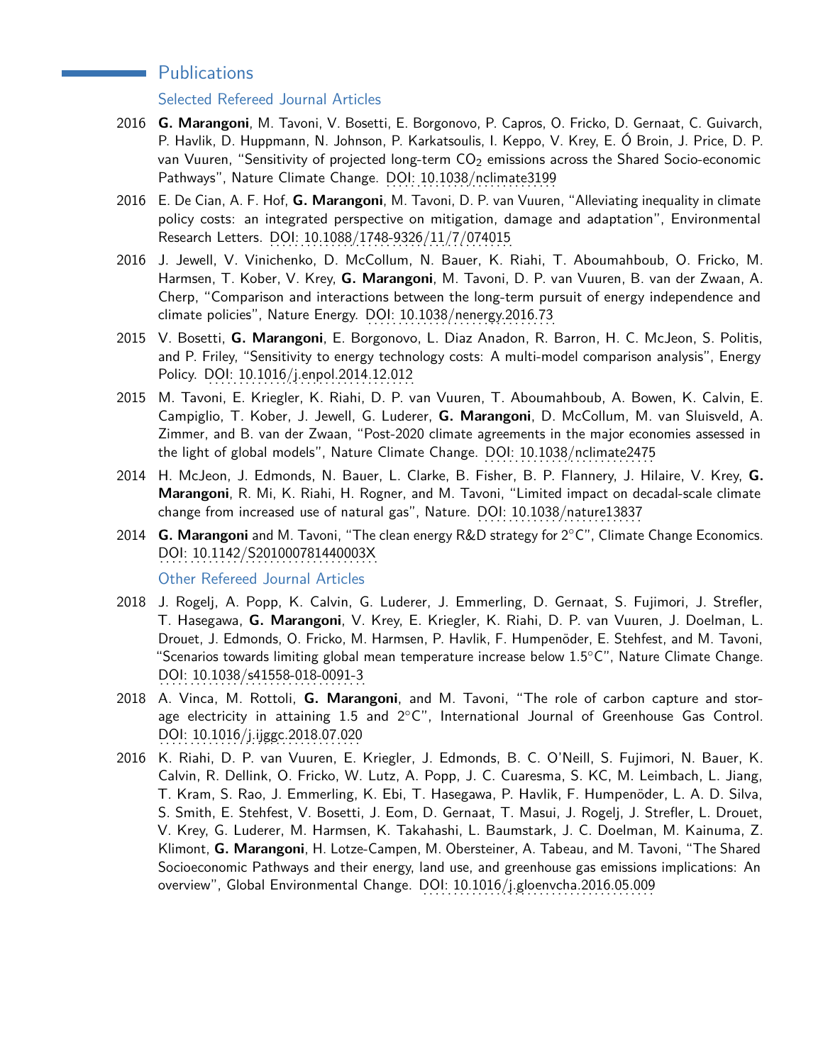## Publications

### Selected Refereed Journal Articles

2016 **G. Marangoni**, M. Tavoni, V. Bosetti, E. Borgonovo, P. Capros, O. Fricko, D. Gernaat, C. Guivarch, P. Havlik, D. Huppmann, N. Johnson, P. Karkatsoulis, I. Keppo, V. Krey, E. Ó Broin, J. Price, D. P. van Vuuren, "Sensitivity of projected long-term $CO_2$ emissions across the Shared Socio-economic Pathways", Nature Climate Change. DOI: 10.1038/nclimate3199

2016 E. De Cian, A. F. Hof, **G. Marangoni**, M. Tavoni, D. P. van Vuuren, "Alleviating inequality in climate policy costs: an integrated perspective on mitigation, damage and adaptation", Environmental Research Letters. DOI: 10.1088/1748-9326/11/7/074015

2016 J. Jewell, V. Vinichenko, D. McCollum, N. Bauer, K. Riahi, T. Aboumahboub, O. Fricko, M. Harmsen, T. Kober, V. Krey, **G. Marangoni**, M. Tavoni, D. P. van Vuuren, B. van der Zwaan, A. Cherp, "Comparison and interactions between the long-term pursuit of energy independence and climate policies", Nature Energy. DOI: 10.1038/nenergy.2016.73

2015 V. Bosetti, **G. Marangoni**, E. Borgonovo, L. Diaz Anadon, R. Barron, H. C. McJeon, S. Politis, and P. Friley, "Sensitivity to energy technology costs: A multi-model comparison analysis", Energy Policy. DOI: 10.1016/j.enpol.2014.12.012

2015 M. Tavoni, E. Kriegler, K. Riahi, D. P. van Vuuren, T. Aboumahboub, A. Bowen, K. Calvin, E. Campiglio, T. Kober, J. Jewell, G. Luderer, **G. Marangoni**, D. McCollum, M. van Sluisveld, A. Zimmer, and B. van der Zwaan, "Post-2020 climate agreements in the major economies assessed in the light of global models", Nature Climate Change. DOI: 10.1038/nclimate2475

2014 H. McJeon, J. Edmonds, N. Bauer, L. Clarke, B. Fisher, B. P. Flannery, J. Hilaire, V. Krey, **G. Marangoni**, R. Mi, K. Riahi, H. Rogner, and M. Tavoni, "Limited impact on decadal-scale climate change from increased use of natural gas", Nature. DOI: 10.1038/nature13837

2014 **G. Marangoni** and M. Tavoni, "The clean energy R&D strategy for 2°C", Climate Change Economics. DOI: 10.1142/S201000781440003X

### Other Refereed Journal Articles

2018 J. Rogelj, A. Popp, K. Calvin, G. Luderer, J. Emmerling, D. Gernaat, S. Fujimori, J. Strefler, T. Hasegawa, **G. Marangoni**, V. Krey, E. Kriegler, K. Riahi, D. P. van Vuuren, J. Doelman, L. Drouet, J. Edmonds, O. Fricko, M. Harmsen, P. Havlik, F. Humpenöder, E. Stehfest, and M. Tavoni, "Scenarios towards limiting global mean temperature increase below 1.5°C", Nature Climate Change. DOI: 10.1038/s41558-018-0091-3

2018 A. Vinca, M. Rottoli, **G. Marangoni**, and M. Tavoni, "The role of carbon capture and storage electricity in attaining 1.5 and 2°C", International Journal of Greenhouse Gas Control. DOI: 10.1016/j.ijggc.2018.07.020

2016 K. Riahi, D. P. van Vuuren, E. Kriegler, J. Edmonds, B. C. O'Neill, S. Fujimori, N. Bauer, K. Calvin, R. Dellink, O. Fricko, W. Lutz, A. Popp, J. C. Cuaresma, S. KC, M. Leimbach, L. Jiang, T. Kram, S. Rao, J. Emmerling, K. Ebi, T. Hasegawa, P. Havlik, F. Humpenöder, L. A. D. Silva, S. Smith, E. Stehfest, V. Bosetti, J. Eom, D. Gernaat, T. Masui, J. Rogelj, J. Strefler, L. Drouet, V. Krey, G. Luderer, M. Harmsen, K. Takahashi, L. Baumstark, J. C. Doelman, M. Kainuma, Z. Klimont, **G. Marangoni**, H. Lotze-Campen, M. Obersteiner, A. Tabeau, and M. Tavoni, "The Shared Socioeconomic Pathways and their energy, land use, and greenhouse gas emissions implications: An overview", Global Environmental Change. DOI: 10.1016/j.gloenvcha.2016.05.009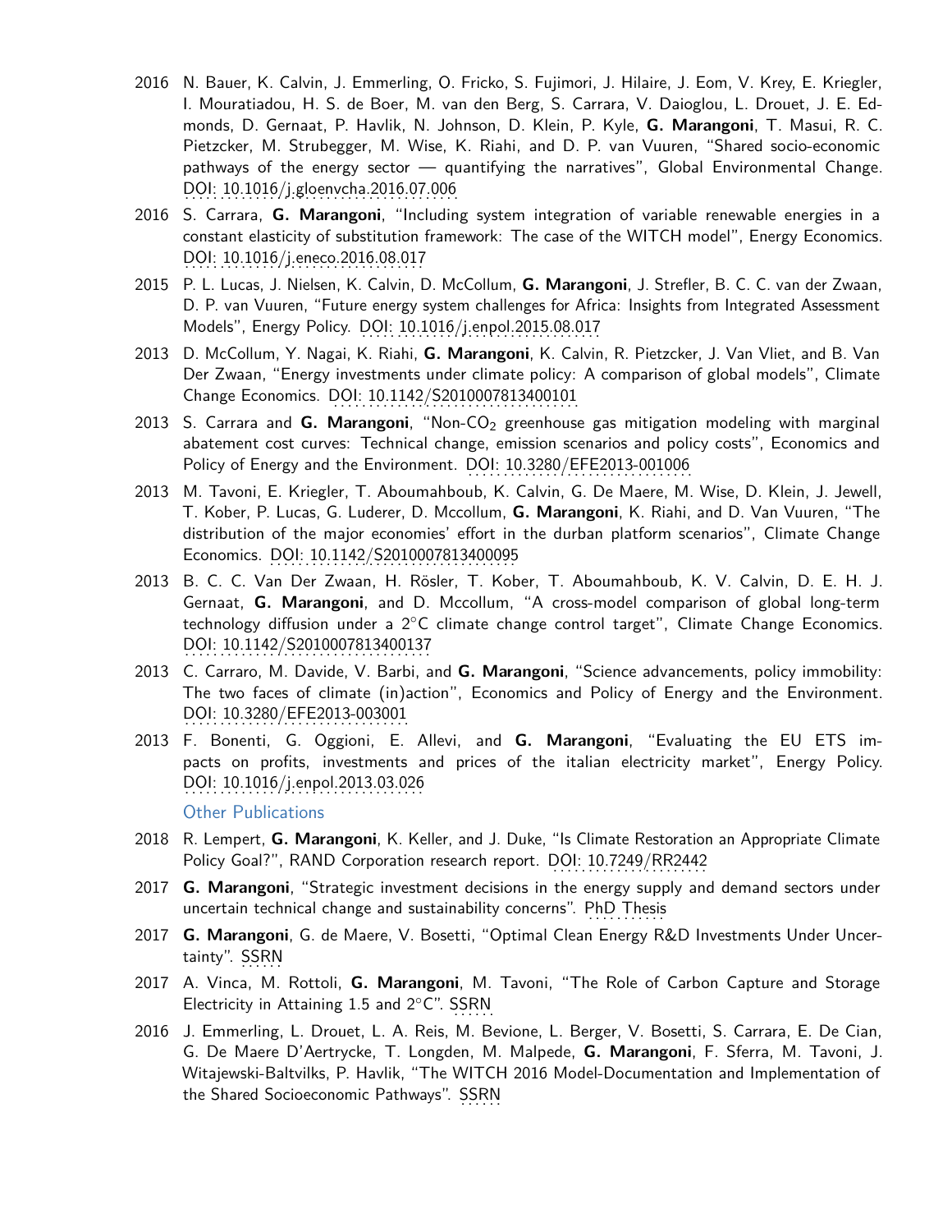2016 N. Bauer, K. Calvin, J. Emmerling, O. Fricko, S. Fujimori, J. Hilaire, J. Eom, V. Krey, E. Kriegler, I. Mouratiadou, H. S. de Boer, M. van den Berg, S. Carrara, V. Daioglou, L. Drouet, J. E. Edmonds, D. Gernaat, P. Havlik, N. Johnson, D. Klein, P. Kyle, **G. Marangoni**, T. Masui, R. C. Pietzcker, M. Strubegger, M. Wise, K. Riahi, and D. P. van Vuuren, "Shared socio-economic pathways of the energy sector — quantifying the narratives", Global Environmental Change. DOI: 10.1016/j.gloenvcha.2016.07.006

2016 S. Carrara, **G. Marangoni**, "Including system integration of variable renewable energies in a constant elasticity of substitution framework: The case of the WITCH model", Energy Economics. DOI: 10.1016/j.eneco.2016.08.017

2015 P. L. Lucas, J. Nielsen, K. Calvin, D. McCollum, **G. Marangoni**, J. Strefler, B. C. C. van der Zwaan, D. P. van Vuuren, "Future energy system challenges for Africa: Insights from Integrated Assessment Models", Energy Policy. DOI: 10.1016/j.enpol.2015.08.017

2013 D. McCollum, Y. Nagai, K. Riahi, **G. Marangoni**, K. Calvin, R. Pietzcker, J. Van Vliet, and B. Van Der Zwaan, "Energy investments under climate policy: A comparison of global models", Climate Change Economics. DOI: 10.1142/S2010007813400101

2013 S. Carrara and **G. Marangoni**, "Non-$CO_2$ greenhouse gas mitigation modeling with marginal abatement cost curves: Technical change, emission scenarios and policy costs", Economics and Policy of Energy and the Environment. DOI: 10.3280/EFE2013-001006

2013 M. Tavoni, E. Kriegler, T. Aboumahboub, K. Calvin, G. De Maere, M. Wise, D. Klein, J. Jewell, T. Kober, P. Lucas, G. Luderer, D. Mccollum, **G. Marangoni**, K. Riahi, and D. Van Vuuren, "The distribution of the major economies' effort in the durban platform scenarios", Climate Change Economics. DOI: 10.1142/S2010007813400095

2013 B. C. C. Van Der Zwaan, H. Rösler, T. Kober, T. Aboumahboub, K. V. Calvin, D. E. H. J. Gernaat, **G. Marangoni**, and D. Mccollum, "A cross-model comparison of global long-term technology diffusion under a 2°C climate change control target", Climate Change Economics. DOI: 10.1142/S2010007813400137

2013 C. Carraro, M. Davide, V. Barbi, and **G. Marangoni**, "Science advancements, policy immobility: The two faces of climate (in)action", Economics and Policy of Energy and the Environment. DOI: 10.3280/EFE2013-003001

2013 F. Bonenti, G. Oggioni, E. Allevi, and **G. Marangoni**, "Evaluating the EU ETS impacts on profits, investments and prices of the italian electricity market", Energy Policy. DOI: 10.1016/j.enpol.2013.03.026

### Other Publications

2018 R. Lempert, **G. Marangoni**, K. Keller, and J. Duke, "Is Climate Restoration an Appropriate Climate Policy Goal?", RAND Corporation research report. DOI: 10.7249/RR2442

2017 **G. Marangoni**, "Strategic investment decisions in the energy supply and demand sectors under uncertain technical change and sustainability concerns". PhD Thesis

2017 **G. Marangoni**, G. de Maere, V. Bosetti, "Optimal Clean Energy R&D Investments Under Uncertainty". SSRN

2017 A. Vinca, M. Rottoli, **G. Marangoni**, M. Tavoni, "The Role of Carbon Capture and Storage Electricity in Attaining 1.5 and 2°C". SSRN

2016 J. Emmerling, L. Drouet, L. A. Reis, M. Bevione, L. Berger, V. Bosetti, S. Carrara, E. De Cian, G. De Maere D'Aertrycke, T. Longden, M. Malpede, **G. Marangoni**, F. Sferra, M. Tavoni, J. Witajewski-Baltvilks, P. Havlik, "The WITCH 2016 Model-Documentation and Implementation of the Shared Socioeconomic Pathways". SSRN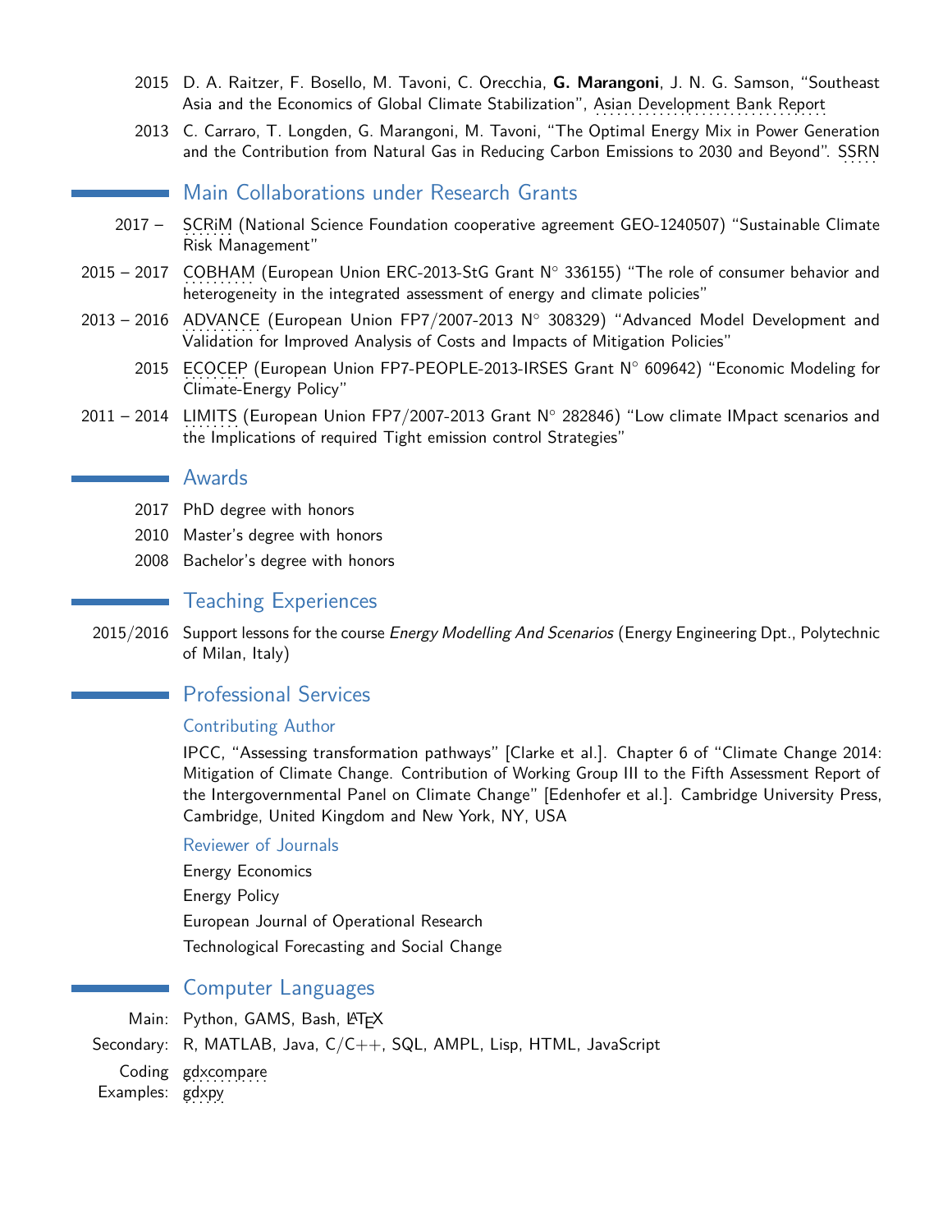2015 D. A. Raitzer, F. Bosello, M. Tavoni, C. Orecchia, **G. Marangoni**, J. N. G. Samson, "Southeast Asia and the Economics of Global Climate Stabilization", Asian Development Bank Report

2013 C. Carraro, T. Longden, G. Marangoni, M. Tavoni, "The Optimal Energy Mix in Power Generation and the Contribution from Natural Gas in Reducing Carbon Emissions to 2030 and Beyond". SSRN

## Main Collaborations under Research Grants

2017 – SCRiM (National Science Foundation cooperative agreement GEO-1240507) "Sustainable Climate Risk Management"

2015 – 2017 COBHAM (European Union ERC-2013-StG Grant N° 336155) "The role of consumer behavior and heterogeneity in the integrated assessment of energy and climate policies"

2013 – 2016 ADVANCE (European Union FP7/2007-2013 N° 308329) "Advanced Model Development and Validation for Improved Analysis of Costs and Impacts of Mitigation Policies"

2015 ECOCEP (European Union FP7-PEOPLE-2013-IRSES Grant N° 609642) "Economic Modeling for Climate-Energy Policy"

2011 – 2014 LIMITS (European Union FP7/2007-2013 Grant N° 282846) "Low climate IMpact scenarios and the Implications of required Tight emission control Strategies"

## Awards

2017 PhD degree with honors

2010 Master's degree with honors

2008 Bachelor's degree with honors

## Teaching Experiences

2015/2016 Support lessons for the course *Energy Modelling And Scenarios* (Energy Engineering Dpt., Polytechnic of Milan, Italy)

## Professional Services

### Contributing Author

IPCC, "Assessing transformation pathways" [Clarke et al.]. Chapter 6 of "Climate Change 2014: Mitigation of Climate Change. Contribution of Working Group III to the Fifth Assessment Report of the Intergovernmental Panel on Climate Change" [Edenhofer et al.]. Cambridge University Press, Cambridge, United Kingdom and New York, NY, USA

### Reviewer of Journals

Energy Economics

Energy Policy

European Journal of Operational Research

Technological Forecasting and Social Change

## Computer Languages

Main: Python, GAMS, Bash, LaTeX

Secondary: R, MATLAB, Java, C/C++, SQL, AMPL, Lisp, HTML, JavaScript

Coding Examples: gdxcompare, gdxpy